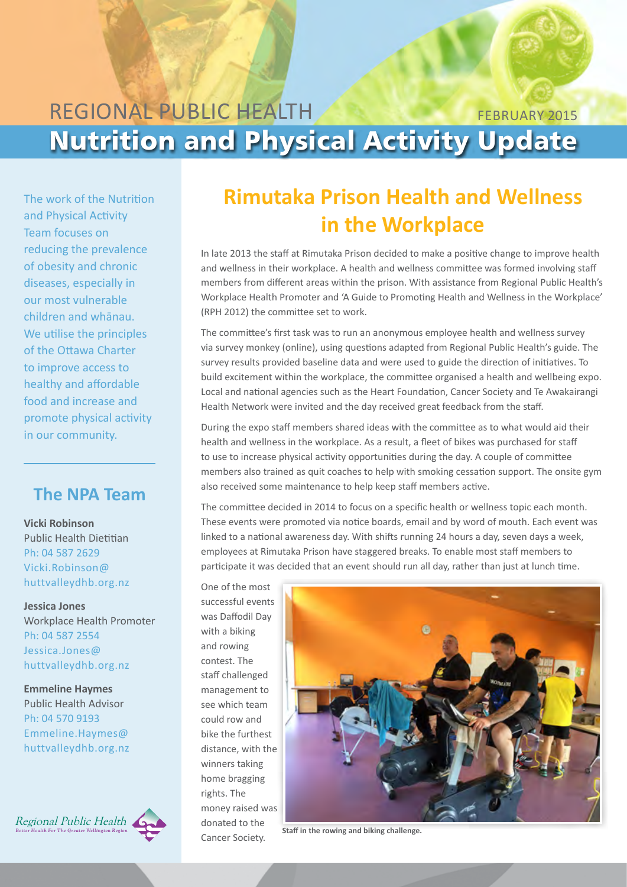REGIONAL PUBLIC HEALTH

FEBRUARY 2015

# Nutrition and Physical Activity Update

The work of the Nutrition and Physical Activity Team focuses on reducing the prevalence of obesity and chronic diseases, especially in our most vulnerable children and whānau. We utilise the principles of the Ottawa Charter to improve access to healthy and affordable food and increase and promote physical activity in our community.

## The NPA Team

**Vicki Robinson**
Public Health Dietitian
Ph: 04 587 2629
Vicki.Robinson@huttvalleydhb.org.nz

**Jessica Jones**
Workplace Health Promoter
Ph: 04 587 2554
Jessica.Jones@huttvalleydhb.org.nz

**Emmeline Haymes**
Public Health Advisor
Ph: 04 570 9193
Emmeline.Haymes@huttvalleydhb.org.nz

Regional Public Health
Better Health For The Greater Wellington Region

## Rimutaka Prison Health and Wellness in the Workplace

In late 2013 the staff at Rimutaka Prison decided to make a positive change to improve health and wellness in their workplace. A health and wellness committee was formed involving staff members from different areas within the prison. With assistance from Regional Public Health's Workplace Health Promoter and 'A Guide to Promoting Health and Wellness in the Workplace' (RPH 2012) the committee set to work.

The committee's first task was to run an anonymous employee health and wellness survey via survey monkey (online), using questions adapted from Regional Public Health's guide. The survey results provided baseline data and were used to guide the direction of initiatives. To build excitement within the workplace, the committee organised a health and wellbeing expo. Local and national agencies such as the Heart Foundation, Cancer Society and Te Awakairangi Health Network were invited and the day received great feedback from the staff.

During the expo staff members shared ideas with the committee as to what would aid their health and wellness in the workplace. As a result, a fleet of bikes was purchased for staff to use to increase physical activity opportunities during the day. A couple of committee members also trained as quit coaches to help with smoking cessation support. The onsite gym also received some maintenance to help keep staff members active.

The committee decided in 2014 to focus on a specific health or wellness topic each month. These events were promoted via notice boards, email and by word of mouth. Each event was linked to a national awareness day. With shifts running 24 hours a day, seven days a week, employees at Rimutaka Prison have staggered breaks. To enable most staff members to participate it was decided that an event should run all day, rather than just at lunch time.

One of the most successful events was Daffodil Day with a biking and rowing contest. The staff challenged management to see which team could row and bike the furthest distance, with the winners taking home bragging rights. The money raised was donated to the Cancer Society.

**Staff in the rowing and biking challenge.**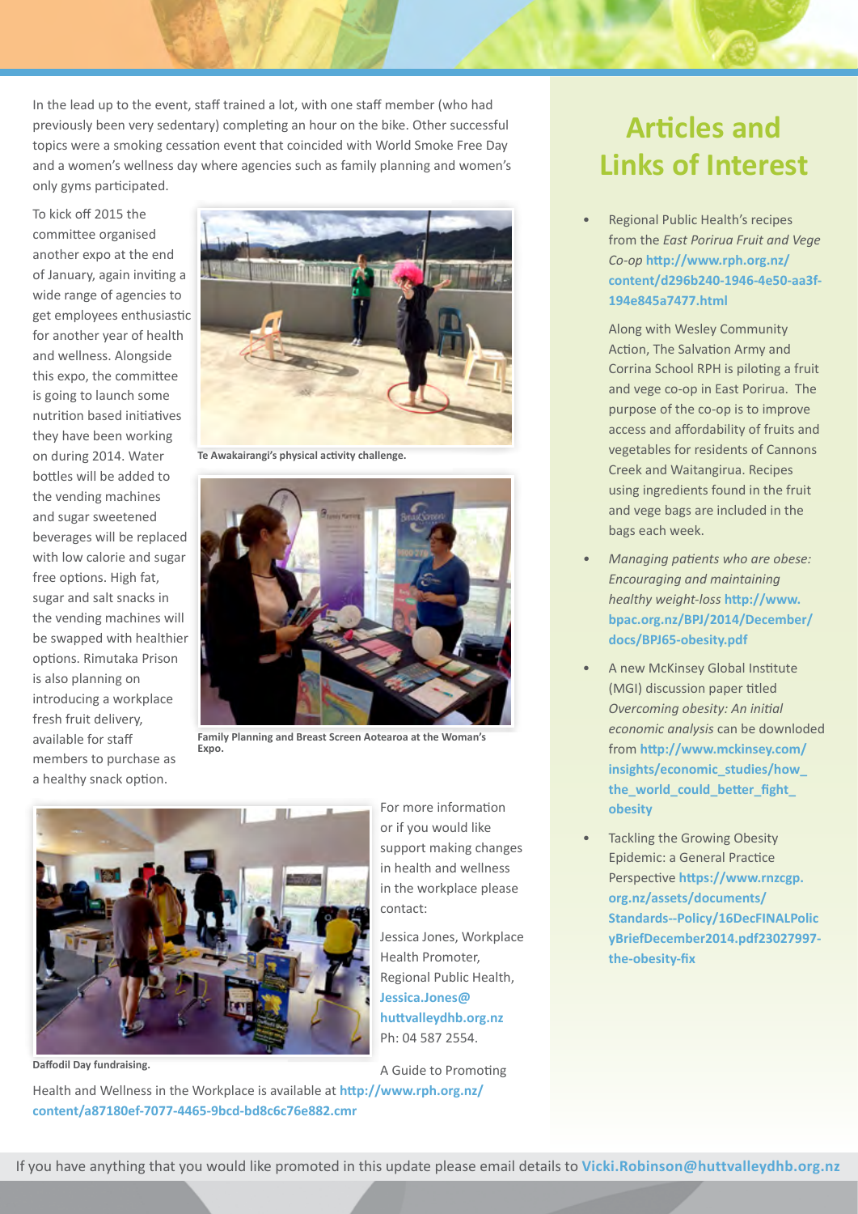In the lead up to the event, staff trained a lot, with one staff member (who had previously been very sedentary) completing an hour on the bike. Other successful topics were a smoking cessation event that coincided with World Smoke Free Day and a women's wellness day where agencies such as family planning and women's only gyms participated.

To kick off 2015 the committee organised another expo at the end of January, again inviting a wide range of agencies to get employees enthusiastic for another year of health and wellness. Alongside this expo, the committee is going to launch some nutrition based initiatives they have been working on during 2014. Water bottles will be added to the vending machines and sugar sweetened beverages will be replaced with low calorie and sugar free options. High fat, sugar and salt snacks in the vending machines will be swapped with healthier options. Rimutaka Prison is also planning on introducing a workplace fresh fruit delivery, available for staff members to purchase as a healthy snack option.

**Te Awakairangi's physical activity challenge.**

**Family Planning and Breast Screen Aotearoa at the Woman's Expo.**

**Daffodil Day fundraising.**

For more information or if you would like support making changes in health and wellness in the workplace please contact:

Jessica Jones, Workplace Health Promoter, Regional Public Health, **Jessica.Jones@huttvalleydhb.org.nz** Ph: 04 587 2554.

A Guide to Promoting Health and Wellness in the Workplace is available at **http://www.rph.org.nz/content/a87180ef-7077-4465-9bcd-bd8c6c76e882.cmr**

## Articles and Links of Interest

- Regional Public Health's recipes from the *East Porirua Fruit and Vege Co-op* **http://www.rph.org.nz/content/d296b240-1946-4e50-aa3f-194e845a7477.html**

  Along with Wesley Community Action, The Salvation Army and Corrina School RPH is piloting a fruit and vege co-op in East Porirua. The purpose of the co-op is to improve access and affordability of fruits and vegetables for residents of Cannons Creek and Waitangirua. Recipes using ingredients found in the fruit and vege bags are included in the bags each week.

- *Managing patients who are obese: Encouraging and maintaining healthy weight-loss* **http://www.bpac.org.nz/BPJ/2014/December/docs/BPJ65-obesity.pdf**

- A new McKinsey Global Institute (MGI) discussion paper titled *Overcoming obesity: An initial economic analysis* can be downloaded from **http://www.mckinsey.com/insights/economic_studies/how_the_world_could_better_fight_obesity**

- Tackling the Growing Obesity Epidemic: a General Practice Perspective **https://www.rnzcgp.org.nz/assets/documents/Standards--Policy/16DecFINALPolicyBriefDecember2014.pdf23027997-the-obesity-fix**

If you have anything that you would like promoted in this update please email details to **Vicki.Robinson@huttvalleydhb.org.nz**